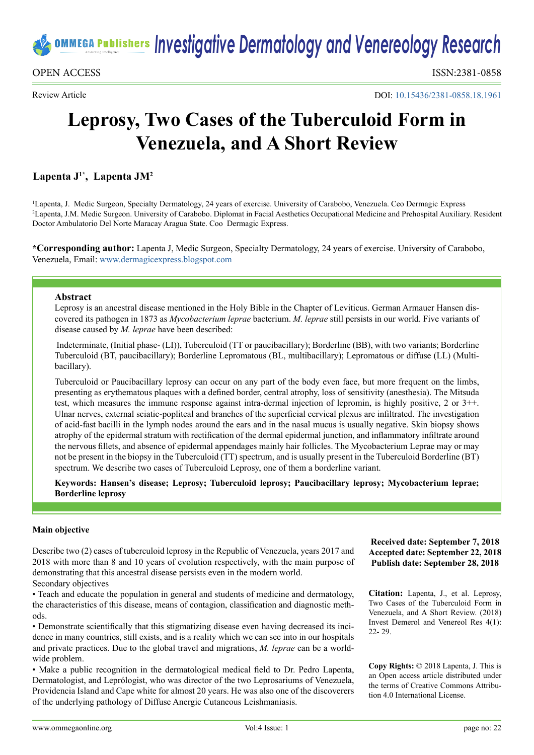Review Article

DOI: 10.15436/2381-0858.18.1961

# Leprosy, Two Cases of the Tuberculoid Form in Venezuela, and A Short Review

**Lapenta J[1*], Lapenta JM[2]**

[1]Lapenta, J. Medic Surgeon, Specialty Dermatology, 24 years of exercise. University of Carabobo, Venezuela. Ceo Dermagic Express
[2]Lapenta, J.M. Medic Surgeon. University of Carabobo. Diplomat in Facial Aesthetics Occupational Medicine and Prehospital Auxiliary. Resident Doctor Ambulatorio Del Norte Maracay Aragua State. Coo Dermagic Express.

***Corresponding author:** Lapenta J, Medic Surgeon, Specialty Dermatology, 24 years of exercise. University of Carabobo, Venezuela, Email: www.dermagicexpress.blogspot.com

## Abstract

Leprosy is an ancestral disease mentioned in the Holy Bible in the Chapter of Leviticus. German Armauer Hansen discovered its pathogen in 1873 as *Mycobacterium leprae* bacterium. *M. leprae* still persists in our world. Five variants of disease caused by *M. leprae* have been described:

Indeterminate, (Initial phase- (LI)), Tuberculoid (TT or paucibacillary); Borderline (BB), with two variants; Borderline Tuberculoid (BT, paucibacillary); Borderline Lepromatous (BL, multibacillary); Lepromatous or diffuse (LL) (Multibacillary).

Tuberculoid or Paucibacillary leprosy can occur on any part of the body even face, but more frequent on the limbs, presenting as erythematous plaques with a defined border, central atrophy, loss of sensitivity (anesthesia). The Mitsuda test, which measures the immune response against intra-dermal injection of lepromin, is highly positive, 2 or 3++. Ulnar nerves, external sciatic-popliteal and branches of the superficial cervical plexus are infiltrated. The investigation of acid-fast bacilli in the lymph nodes around the ears and in the nasal mucus is usually negative. Skin biopsy shows atrophy of the epidermal stratum with rectification of the dermal epidermal junction, and inflammatory infiltrate around the nervous fillets, and absence of epidermal appendages mainly hair follicles. The Mycobacterium Leprae may or may not be present in the biopsy in the Tuberculoid (TT) spectrum, and is usually present in the Tuberculoid Borderline (BT) spectrum. We describe two cases of Tuberculoid Leprosy, one of them a borderline variant.

**Keywords: Hansen's disease; Leprosy; Tuberculoid leprosy; Paucibacillary leprosy; Mycobacterium leprae; Borderline leprosy**

**Received date: September 7, 2018**
**Accepted date: September 22, 2018**
**Publish date: September 28, 2018**

**Citation:** Lapenta, J., et al. Leprosy, Two Cases of the Tuberculoid Form in Venezuela, and A Short Review. (2018) Invest Demerol and Venereol Res 4(1): 22- 29.

**Copy Rights:** © 2018 Lapenta, J. This is an Open access article distributed under the terms of Creative Commons Attribution 4.0 International License.

### Main objective

Describe two (2) cases of tuberculoid leprosy in the Republic of Venezuela, years 2017 and 2018 with more than 8 and 10 years of evolution respectively, with the main purpose of demonstrating that this ancestral disease persists even in the modern world.

Secondary objectives

- Teach and educate the population in general and students of medicine and dermatology, the characteristics of this disease, means of contagion, classification and diagnostic methods.
- Demonstrate scientifically that this stigmatizing disease even having decreased its incidence in many countries, still exists, and is a reality which we can see into in our hospitals and private practices. Due to the global travel and migrations, *M. leprae* can be a worldwide problem.
- Make a public recognition in the dermatological medical field to Dr. Pedro Lapenta, Dermatologist, and Leprólogist, who was director of the two Leprosariums of Venezuela, Providencia Island and Cape white for almost 20 years. He was also one of the discoverers of the underlying pathology of Diffuse Anergic Cutaneous Leishmaniasis.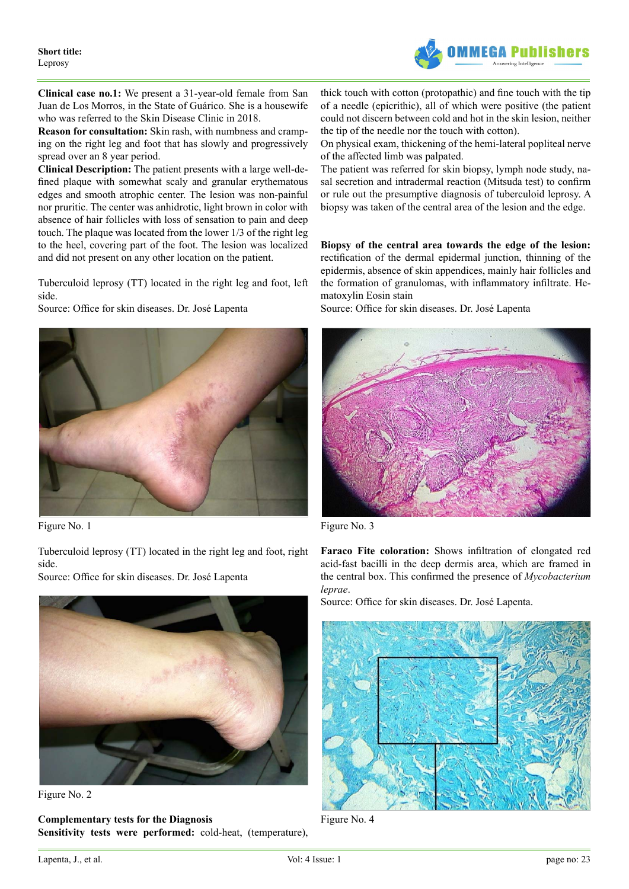**Clinical case no.1:** We present a 31-year-old female from San Juan de Los Morros, in the State of Guárico. She is a housewife who was referred to the Skin Disease Clinic in 2018.

**Reason for consultation:** Skin rash, with numbness and cramping on the right leg and foot that has slowly and progressively spread over an 8 year period.

**Clinical Description:** The patient presents with a large well-defined plaque with somewhat scaly and granular erythematous edges and smooth atrophic center. The lesion was non-painful nor pruritic. The center was anhidrotic, light brown in color with absence of hair follicles with loss of sensation to pain and deep touch. The plaque was located from the lower 1/3 of the right leg to the heel, covering part of the foot. The lesion was localized and did not present on any other location on the patient.

Tuberculoid leprosy (TT) located in the right leg and foot, left side.

Source: Office for skin diseases. Dr. José Lapenta

Figure No. 1

Tuberculoid leprosy (TT) located in the right leg and foot, right side.

Source: Office for skin diseases. Dr. José Lapenta

Figure No. 2

**Complementary tests for the Diagnosis**

**Sensitivity tests were performed:** cold-heat, (temperature), thick touch with cotton (protopathic) and fine touch with the tip of a needle (epicritic), all of which were positive (the patient could not discern between cold and hot in the skin lesion, neither the tip of the needle nor the touch with cotton).

On physical exam, thickening of the hemi-lateral popliteal nerve of the affected limb was palpated.

The patient was referred for skin biopsy, lymph node study, nasal secretion and intradermal reaction (Mitsuda test) to confirm or rule out the presumptive diagnosis of tuberculoid leprosy. A biopsy was taken of the central area of the lesion and the edge.

**Biopsy of the central area towards the edge of the lesion:** rectification of the dermal epidermal junction, thinning of the epidermis, absence of skin appendices, mainly hair follicles and the formation of granulomas, with inflammatory infiltrate. Hematoxylin Eosin stain

Source: Office for skin diseases. Dr. José Lapenta

Figure No. 3

**Faraco Fite coloration:** Shows infiltration of elongated red acid-fast bacilli in the deep dermis area, which are framed in the central box. This confirmed the presence of *Mycobacterium leprae*.

Source: Office for skin diseases. Dr. José Lapenta.

Figure No. 4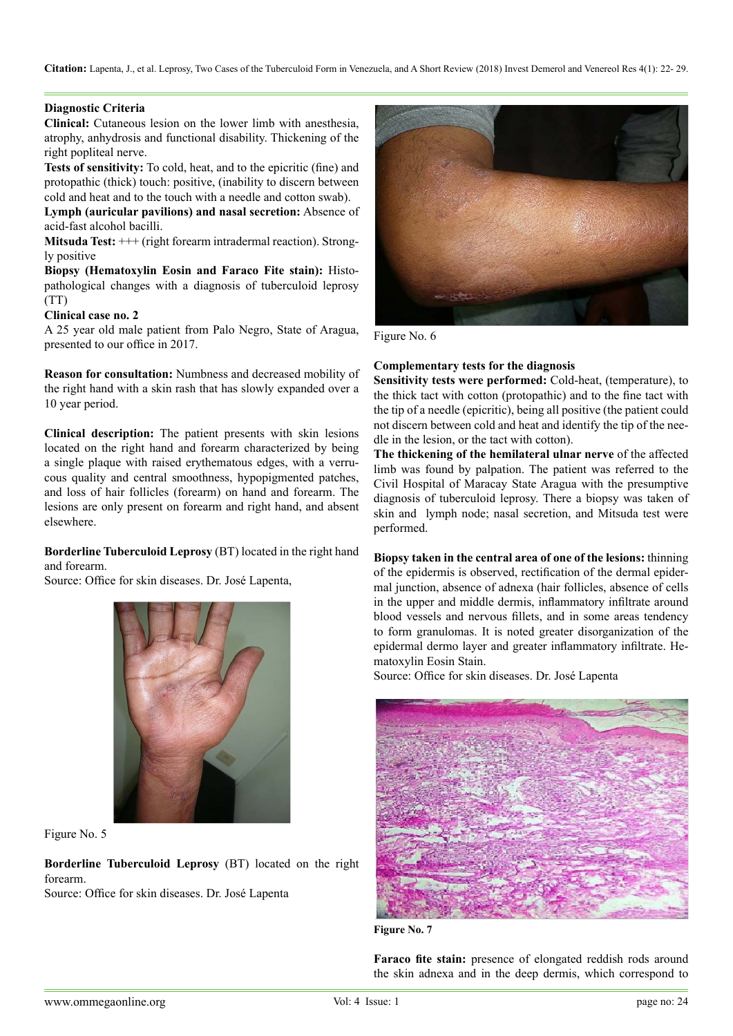**Diagnostic Criteria**

**Clinical:** Cutaneous lesion on the lower limb with anesthesia, atrophy, anhydrosis and functional disability. Thickening of the right popliteal nerve.

**Tests of sensitivity:** To cold, heat, and to the epicritic (fine) and protopathic (thick) touch: positive, (inability to discern between cold and heat and to the touch with a needle and cotton swab).

**Lymph (auricular pavilions) and nasal secretion:** Absence of acid-fast alcohol bacilli.

**Mitsuda Test:** +++ (right forearm intradermal reaction). Strongly positive

**Biopsy (Hematoxylin Eosin and Faraco Fite stain):** Histopathological changes with a diagnosis of tuberculoid leprosy (TT)

**Clinical case no. 2**

A 25 year old male patient from Palo Negro, State of Aragua, presented to our office in 2017.

**Reason for consultation:** Numbness and decreased mobility of the right hand with a skin rash that has slowly expanded over a 10 year period.

**Clinical description:** The patient presents with skin lesions located on the right hand and forearm characterized by being a single plaque with raised erythematous edges, with a verrucous quality and central smoothness, hypopigmented patches, and loss of hair follicles (forearm) on hand and forearm. The lesions are only present on forearm and right hand, and absent elsewhere.

**Borderline Tuberculoid Leprosy** (BT) located in the right hand and forearm.

Source: Office for skin diseases. Dr. José Lapenta,

Figure No. 5

**Borderline Tuberculoid Leprosy** (BT) located on the right forearm.

Source: Office for skin diseases. Dr. José Lapenta

Figure No. 6

**Complementary tests for the diagnosis**

**Sensitivity tests were performed:** Cold-heat, (temperature), to the thick tact with cotton (protopathic) and to the fine tact with the tip of a needle (epicritic), being all positive (the patient could not discern between cold and heat and identify the tip of the needle in the lesion, or the tact with cotton).

**The thickening of the hemilateral ulnar nerve** of the affected limb was found by palpation. The patient was referred to the Civil Hospital of Maracay State Aragua with the presumptive diagnosis of tuberculoid leprosy. There a biopsy was taken of skin and lymph node; nasal secretion, and Mitsuda test were performed.

**Biopsy taken in the central area of one of the lesions:** thinning of the epidermis is observed, rectification of the dermal epidermal junction, absence of adnexa (hair follicles, absence of cells in the upper and middle dermis, inflammatory infiltrate around blood vessels and nervous fillets, and in some areas tendency to form granulomas. It is noted greater disorganization of the epidermal dermo layer and greater inflammatory infiltrate. Hematoxylin Eosin Stain.

Source: Office for skin diseases. Dr. José Lapenta

**Figure No. 7**

**Faraco fite stain:** presence of elongated reddish rods around the skin adnexa and in the deep dermis, which correspond to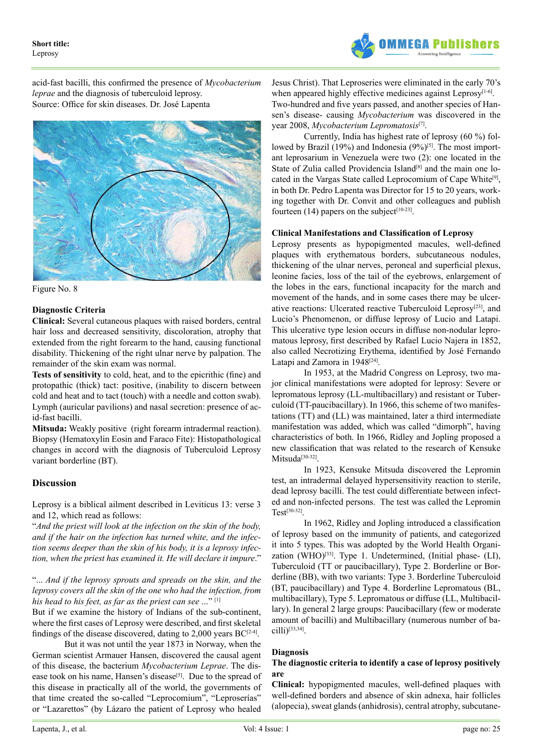acid-fast bacilli, this confirmed the presence of *Mycobacterium leprae* and the diagnosis of tuberculoid leprosy.
Source: Office for skin diseases. Dr. José Lapenta

Figure No. 8

### Diagnostic Criteria

**Clinical:** Several cutaneous plaques with raised borders, central hair loss and decreased sensitivity, discoloration, atrophy that extended from the right forearm to the hand, causing functional disability. Thickening of the right ulnar nerve by palpation. The remainder of the skin exam was normal.

**Tests of sensitivity** to cold, heat, and to the epicrithic (fine) and protopathic (thick) tact: positive, (inability to discern between cold and heat and to tact (touch) with a needle and cotton swab). Lymph (auricular pavilions) and nasal secretion: presence of acid-fast bacilli.

**Mitsuda:** Weakly positive (right forearm intradermal reaction). Biopsy (Hematoxylin Eosin and Faraco Fite): Histopathological changes in accord with the diagnosis of Tuberculoid Leprosy variant borderline (BT).

## Discussion

Leprosy is a biblical ailment described in Leviticus 13: verse 3 and 12, which read as follows:

"*And the priest will look at the infection on the skin of the body, and if the hair on the infection has turned white, and the infection seems deeper than the skin of his body, it is a leprosy infection, when the priest has examined it. He will declare it impure*."

"*... And if the leprosy sprouts and spreads on the skin, and the leprosy covers all the skin of the one who had the infection, from his head to his feet, as far as the priest can see* ..." [1]

But if we examine the history of Indians of the sub-continent, where the first cases of Leprosy were described, and first skeletal findings of the disease discovered, dating to 2,000 years BC[2-4].

But it was not until the year 1873 in Norway, when the German scientist Armauer Hansen, discovered the causal agent of this disease, the bacterium *Mycobacterium Leprae*. The disease took on his name, Hansen's disease[5]. Due to the spread of this disease in practically all of the world, the governments of that time created the so-called "Leprocomium", "Leproserías" or "Lazarettos" (by Lázaro the patient of Leprosy who healed Jesus Christ). That Leproseries were eliminated in the early 70's when appeared highly effective medicines against Leprosy[1-6].

Two-hundred and five years passed, and another species of Hansen's disease- causing *Mycobacterium* was discovered in the year 2008, *Mycobacterium Lepromatosis*[7].

Currently, India has highest rate of leprosy (60 %) followed by Brazil (19%) and Indonesia (9%)[5]. The most important leprosarium in Venezuela were two (2): one located in the State of Zulia called Providencia Island[8] and the main one located in the Vargas State called Leprocomium of Cape White[9], in both Dr. Pedro Lapenta was Director for 15 to 20 years, working together with Dr. Convit and other colleagues and publish fourteen (14) papers on the subject[10-23].

### Clinical Manifestations and Classification of Leprosy

Leprosy presents as hypopigmented macules, well-defined plaques with erythematous borders, subcutaneous nodules, thickening of the ulnar nerves, peroneal and superficial plexus, leonine facies, loss of the tail of the eyebrows, enlargement of the lobes in the ears, functional incapacity for the march and movement of the hands, and in some cases there may be ulcerative reactions: Ulcerated reactive Tuberculoid Leprosy[23], and Lucio's Phenomenon, or diffuse leprosy of Lucio and Latapi. This ulcerative type lesion occurs in diffuse non-nodular lepromatous leprosy, first described by Rafael Lucio Najera in 1852, also called Necrotizing Erythema, identified by José Fernando Latapi and Zamora in 1948[24].

In 1953, at the Madrid Congress on Leprosy, two major clinical manifestations were adopted for leprosy: Severe or lepromatous leprosy (LL-multibacillary) and resistant or Tuberculoid (TT-paucibacillary). In 1966, this scheme of two manifestations (TT) and (LL) was maintained, later a third intermediate manifestation was added, which was called "dimorph", having characteristics of both. In 1966, Ridley and Jopling proposed a new classification that was related to the research of Kensuke Mitsuda[30-32].

In 1923, Kensuke Mitsuda discovered the Lepromin test, an intradermal delayed hypersensitivity reaction to sterile, dead leprosy bacilli. The test could differentiate between infected and non-infected persons. The test was called the Lepromin Test[30-32].

In 1962, Ridley and Jopling introduced a classification of leprosy based on the immunity of patients, and categorized it into 5 types. This was adopted by the World Health Organization (WHO)[33]. Type 1. Undetermined, (Initial phase- (LI), Tuberculoid (TT or paucibacillary), Type 2. Borderline or Borderline (BB), with two variants: Type 3. Borderline Tuberculoid (BT, paucibacillary) and Type 4. Borderline Lepromatous (BL, multibacillary), Type 5. Lepromatous or diffuse (LL, Multibacillary). In general 2 large groups: Paucibacillary (few or moderate amount of bacilli) and Multibacillary (numerous number of bacilli)[33,34].

### Diagnosis

**The diagnostic criteria to identify a case of leprosy positively are**

**Clinical:** hypopigmented macules, well-defined plaques with well-defined borders and absence of skin adnexa, hair follicles (alopecia), sweat glands (anhidrosis), central atrophy, subcutane-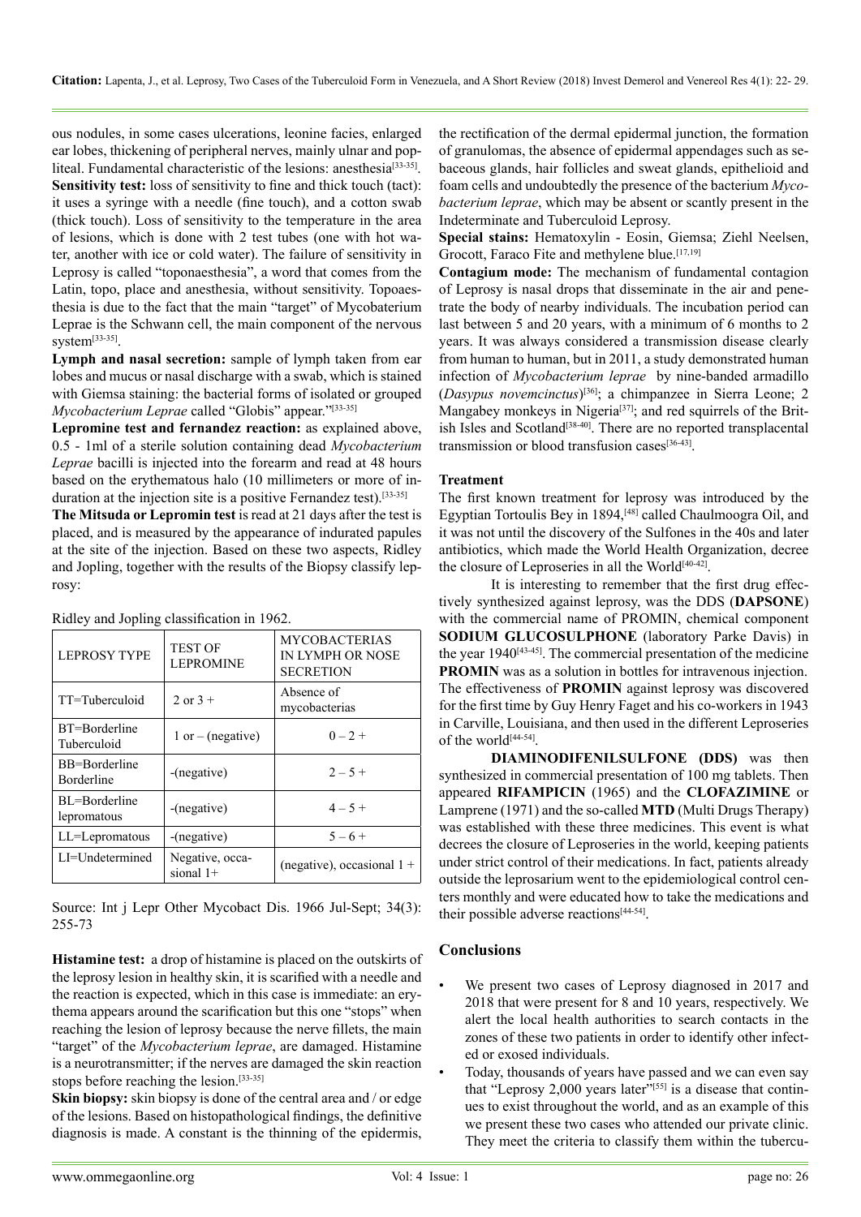ous nodules, in some cases ulcerations, leonine facies, enlarged ear lobes, thickening of peripheral nerves, mainly ulnar and popliteal. Fundamental characteristic of the lesions: anesthesia[33-35].

**Sensitivity test:** loss of sensitivity to fine and thick touch (tact): it uses a syringe with a needle (fine touch), and a cotton swab (thick touch). Loss of sensitivity to the temperature in the area of lesions, which is done with 2 test tubes (one with hot water, another with ice or cold water). The failure of sensitivity in Leprosy is called "toponaesthesia", a word that comes from the Latin, topo, place and anesthesia, without sensitivity. Topoaesthesia is due to the fact that the main "target" of Mycobaterium Leprae is the Schwann cell, the main component of the nervous system[33-35].

**Lymph and nasal secretion:** sample of lymph taken from ear lobes and mucus or nasal discharge with a swab, which is stained with Giemsa staining: the bacterial forms of isolated or grouped *Mycobacterium Leprae* called "Globis" appear."[33-35]

**Lepromine test and fernandez reaction:** as explained above, 0.5 - 1ml of a sterile solution containing dead *Mycobacterium Leprae* bacilli is injected into the forearm and read at 48 hours based on the erythematous halo (10 millimeters or more of induration at the injection site is a positive Fernandez test).[33-35]

**The Mitsuda or Lepromin test** is read at 21 days after the test is placed, and is measured by the appearance of indurated papules at the site of the injection. Based on these two aspects, Ridley and Jopling, together with the results of the Biopsy classify leprosy:

Ridley and Jopling classification in 1962.

| LEPROSY TYPE | TEST OF LEPROMINE | MYCOBACTERIAS IN LYMPH OR NOSE SECRETION |
|---|---|---|
| TT=Tuberculoid | 2 or 3 + | Absence of mycobacterias |
| BT=Borderline Tuberculoid | 1 or – (negative) | 0 – 2 + |
| BB=Borderline Borderline | -(negative) | 2 – 5 + |
| BL=Borderline lepromatous | -(negative) | 4 – 5 + |
| LL=Lepromatous | -(negative) | 5 – 6 + |
| LI=Undetermined | Negative, occasional 1+ | (negative), occasional 1 + |

Source: Int j Lepr Other Mycobact Dis. 1966 Jul-Sept; 34(3): 255-73

**Histamine test:** a drop of histamine is placed on the outskirts of the leprosy lesion in healthy skin, it is scarified with a needle and the reaction is expected, which in this case is immediate: an erythema appears around the scarification but this one "stops" when reaching the lesion of leprosy because the nerve fillets, the main "target" of the *Mycobacterium leprae*, are damaged. Histamine is a neurotransmitter; if the nerves are damaged the skin reaction stops before reaching the lesion.[33-35]

**Skin biopsy:** skin biopsy is done of the central area and / or edge of the lesions. Based on histopathological findings, the definitive diagnosis is made. A constant is the thinning of the epidermis, the rectification of the dermal epidermal junction, the formation of granulomas, the absence of epidermal appendages such as sebaceous glands, hair follicles and sweat glands, epithelioid and foam cells and undoubtedly the presence of the bacterium *Mycobacterium leprae*, which may be absent or scantly present in the Indeterminate and Tuberculoid Leprosy.

**Special stains:** Hematoxylin - Eosin, Giemsa; Ziehl Neelsen, Grocott, Faraco Fite and methylene blue.[17,19]

**Contagium mode:** The mechanism of fundamental contagion of Leprosy is nasal drops that disseminate in the air and penetrate the body of nearby individuals. The incubation period can last between 5 and 20 years, with a minimum of 6 months to 2 years. It was always considered a transmission disease clearly from human to human, but in 2011, a study demonstrated human infection of *Mycobacterium leprae* by nine-banded armadillo (*Dasypus novemcinctus*)[36]; a chimpanzee in Sierra Leone; 2 Mangabey monkeys in Nigeria[37]; and red squirrels of the British Isles and Scotland[38-40]. There are no reported transplacental transmission or blood transfusion cases[36-43].

### Treatment

The first known treatment for leprosy was introduced by the Egyptian Tortoulis Bey in 1894,[48] called Chaulmoogra Oil, and it was not until the discovery of the Sulfones in the 40s and later antibiotics, which made the World Health Organization, decree the closure of Leproseries in all the World[40-42].

It is interesting to remember that the first drug effectively synthesized against leprosy, was the DDS (**DAPSONE**) with the commercial name of PROMIN, chemical component **SODIUM GLUCOSULPHONE** (laboratory Parke Davis) in the year 1940[43-45]. The commercial presentation of the medicine **PROMIN** was as a solution in bottles for intravenous injection. The effectiveness of **PROMIN** against leprosy was discovered for the first time by Guy Henry Faget and his co-workers in 1943 in Carville, Louisiana, and then used in the different Leproseries of the world[44-54].

**DIAMINODIFENILSULFONE (DDS)** was then synthesized in commercial presentation of 100 mg tablets. Then appeared **RIFAMPICIN** (1965) and the **CLOFAZIMINE** or Lamprene (1971) and the so-called **MTD** (Multi Drugs Therapy) was established with these three medicines. This event is what decrees the closure of Leproseries in the world, keeping patients under strict control of their medications. In fact, patients already outside the leprosarium went to the epidemiological control centers monthly and were educated how to take the medications and their possible adverse reactions[44-54].

## Conclusions

- We present two cases of Leprosy diagnosed in 2017 and 2018 that were present for 8 and 10 years, respectively. We alert the local health authorities to search contacts in the zones of these two patients in order to identify other infected or exosed individuals.
- Today, thousands of years have passed and we can even say that "Leprosy 2,000 years later"[55] is a disease that continues to exist throughout the world, and as an example of this we present these two cases who attended our private clinic. They meet the criteria to classify them within the tubercu-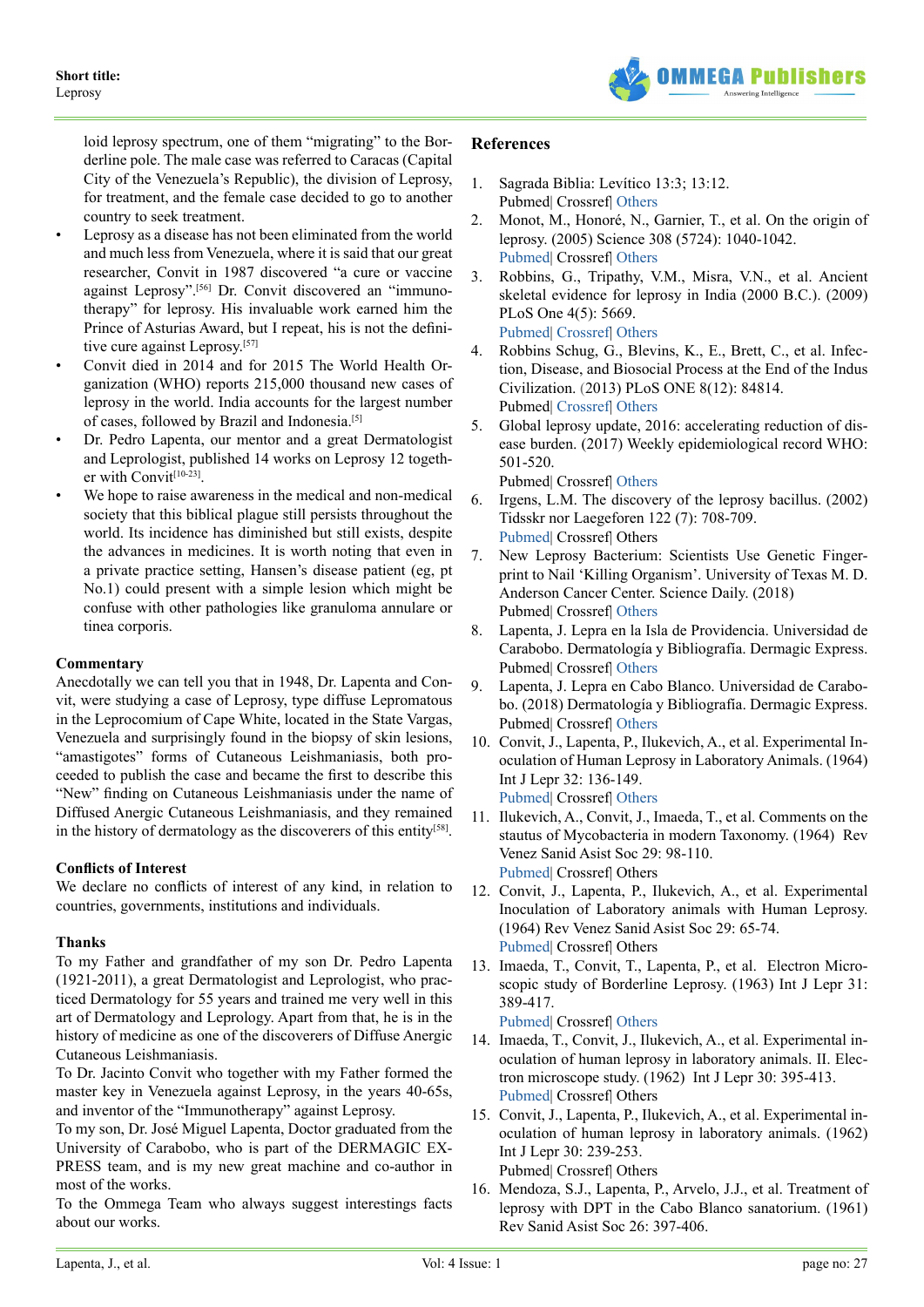loid leprosy spectrum, one of them "migrating" to the Borderline pole. The male case was referred to Caracas (Capital City of the Venezuela's Republic), the division of Leprosy, for treatment, and the female case decided to go to another country to seek treatment.

- Leprosy as a disease has not been eliminated from the world and much less from Venezuela, where it is said that our great researcher, Convit in 1987 discovered "a cure or vaccine against Leprosy".[56] Dr. Convit discovered an "immunotherapy" for leprosy. His invaluable work earned him the Prince of Asturias Award, but I repeat, his is not the definitive cure against Leprosy.[57]
- Convit died in 2014 and for 2015 The World Health Organization (WHO) reports 215,000 thousand new cases of leprosy in the world. India accounts for the largest number of cases, followed by Brazil and Indonesia.[5]
- Dr. Pedro Lapenta, our mentor and a great Dermatologist and Leprologist, published 14 works on Leprosy 12 together with Convit[10-23].
- We hope to raise awareness in the medical and non-medical society that this biblical plague still persists throughout the world. Its incidence has diminished but still exists, despite the advances in medicines. It is worth noting that even in a private practice setting, Hansen's disease patient (eg, pt No.1) could present with a simple lesion which might be confuse with other pathologies like granuloma annulare or tinea corporis.

## Commentary

Anecdotally we can tell you that in 1948, Dr. Lapenta and Convit, were studying a case of Leprosy, type diffuse Lepromatous in the Leprocomium of Cape White, located in the State Vargas, Venezuela and surprisingly found in the biopsy of skin lesions, "amastigotes" forms of Cutaneous Leishmaniasis, both proceeded to publish the case and became the first to describe this "New" finding on Cutaneous Leishmaniasis under the name of Diffused Anergic Cutaneous Leishmaniasis, and they remained in the history of dermatology as the discoverers of this entity[58].

## Conflicts of Interest

We declare no conflicts of interest of any kind, in relation to countries, governments, institutions and individuals.

## Thanks

To my Father and grandfather of my son Dr. Pedro Lapenta (1921-2011), a great Dermatologist and Leprologist, who practiced Dermatology for 55 years and trained me very well in this art of Dermatology and Leprology. Apart from that, he is in the history of medicine as one of the discoverers of Diffuse Anergic Cutaneous Leishmaniasis.

To Dr. Jacinto Convit who together with my Father formed the master key in Venezuela against Leprosy, in the years 40-65s, and inventor of the "Immunotherapy" against Leprosy.

To my son, Dr. José Miguel Lapenta, Doctor graduated from the University of Carabobo, who is part of the DERMAGIC EXPRESS team, and is my new great machine and co-author in most of the works.

To the Ommega Team who always suggest interestings facts about our works.

## References

1. Sagrada Biblia: Levítico 13:3; 13:12.
Pubmed| Crossref| Others
2. Monot, M., Honoré, N., Garnier, T., et al. On the origin of leprosy. (2005) Science 308 (5724): 1040-1042.
Pubmed| Crossref| Others
3. Robbins, G., Tripathy, V.M., Misra, V.N., et al. Ancient skeletal evidence for leprosy in India (2000 B.C.). (2009) PLoS One 4(5): 5669.
Pubmed| Crossref| Others
4. Robbins Schug, G., Blevins, K., E., Brett, C., et al. Infection, Disease, and Biosocial Process at the End of the Indus Civilization. (2013) PLoS ONE 8(12): 84814.
Pubmed| Crossref| Others
5. Global leprosy update, 2016: accelerating reduction of disease burden. (2017) Weekly epidemiological record WHO: 501-520.
Pubmed| Crossref| Others
6. Irgens, L.M. The discovery of the leprosy bacillus. (2002) Tidsskr nor Laegeforen 122 (7): 708-709.
Pubmed| Crossref| Others
7. New Leprosy Bacterium: Scientists Use Genetic Fingerprint to Nail 'Killing Organism'. University of Texas M. D. Anderson Cancer Center. Science Daily. (2018)
Pubmed| Crossref| Others
8. Lapenta, J. Lepra en la Isla de Providencia. Universidad de Carabobo. Dermatología y Bibliografía. Dermagic Express.
Pubmed| Crossref| Others
9. Lapenta, J. Lepra en Cabo Blanco. Universidad de Carabobo. (2018) Dermatología y Bibliografía. Dermagic Express.
Pubmed| Crossref| Others
10. Convit, J., Lapenta, P., Ilukevich, A., et al. Experimental Inoculation of Human Leprosy in Laboratory Animals. (1964) Int J Lepr 32: 136-149.
Pubmed| Crossref| Others
11. Ilukevich, A., Convit, J., Imaeda, T., et al. Comments on the stautus of Mycobacteria in modern Taxonomy. (1964) Rev Venez Sanid Asist Soc 29: 98-110.
Pubmed| Crossref| Others
12. Convit, J., Lapenta, P., Ilukevich, A., et al. Experimental Inoculation of Laboratory animals with Human Leprosy. (1964) Rev Venez Sanid Asist Soc 29: 65-74.
Pubmed| Crossref| Others
13. Imaeda, T., Convit, T., Lapenta, P., et al. Electron Microscopic study of Borderline Leprosy. (1963) Int J Lepr 31: 389-417.
Pubmed| Crossref| Others
14. Imaeda, T., Convit, J., Ilukevich, A., et al. Experimental inoculation of human leprosy in laboratory animals. II. Electron microscope study. (1962) Int J Lepr 30: 395-413.
Pubmed| Crossref| Others
15. Convit, J., Lapenta, P., Ilukevich, A., et al. Experimental inoculation of human leprosy in laboratory animals. (1962) Int J Lepr 30: 239-253.
Pubmed| Crossref| Others
16. Mendoza, S.J., Lapenta, P., Arvelo, J.J., et al. Treatment of leprosy with DPT in the Cabo Blanco sanatorium. (1961) Rev Sanid Asist Soc 26: 397-406.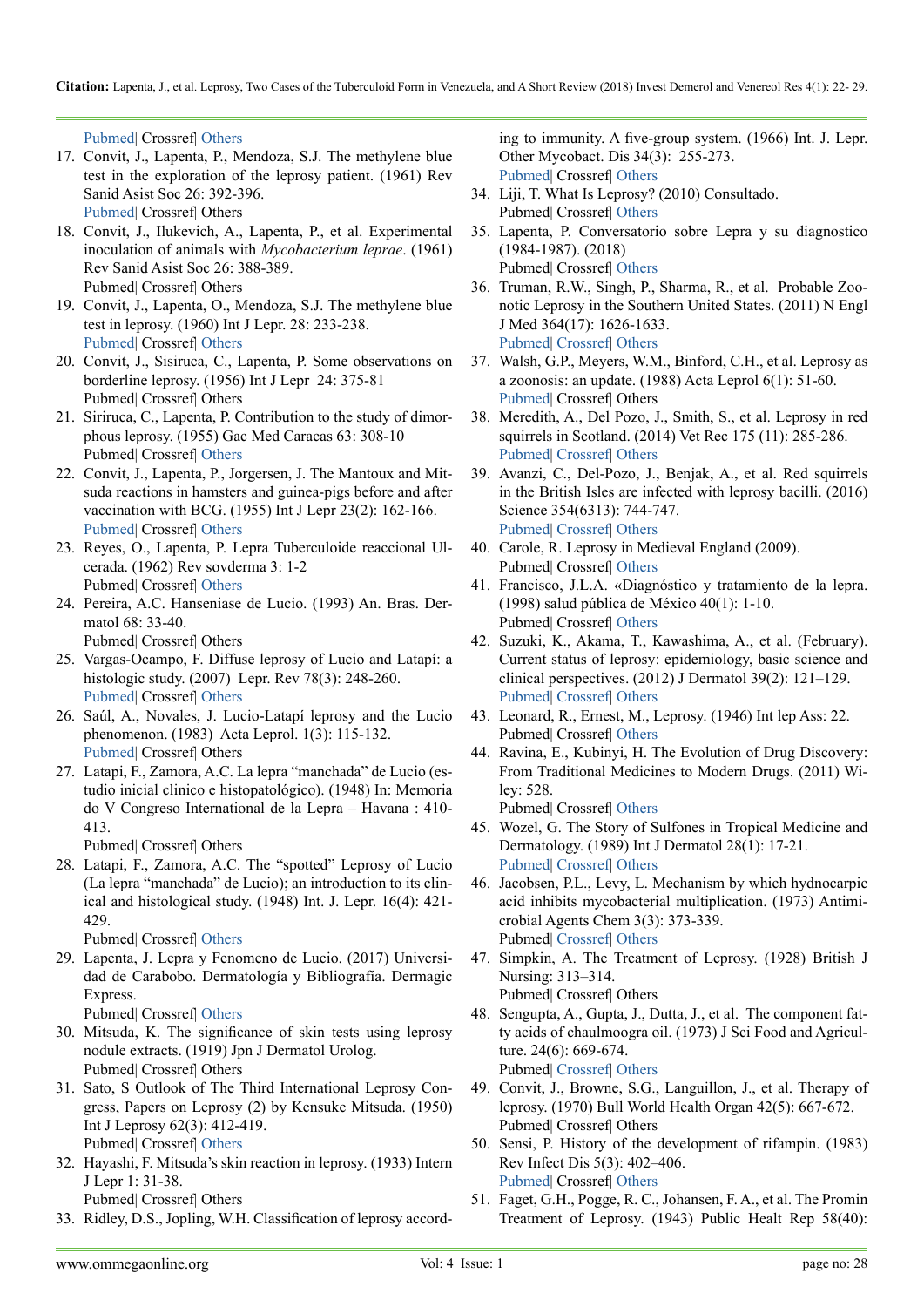Pubmed| Crossref| Others

17. Convit, J., Lapenta, P., Mendoza, S.J. The methylene blue test in the exploration of the leprosy patient. (1961) Rev Sanid Asist Soc 26: 392-396.
Pubmed| Crossref| Others
18. Convit, J., Ilukevich, A., Lapenta, P., et al. Experimental inoculation of animals with *Mycobacterium leprae*. (1961) Rev Sanid Asist Soc 26: 388-389.
Pubmed| Crossref| Others
19. Convit, J., Lapenta, O., Mendoza, S.J. The methylene blue test in leprosy. (1960) Int J Lepr. 28: 233-238.
Pubmed| Crossref| Others
20. Convit, J., Sisiruca, C., Lapenta, P. Some observations on borderline leprosy. (1956) Int J Lepr 24: 375-81
Pubmed| Crossref| Others
21. Siriruca, C., Lapenta, P. Contribution to the study of dimorphous leprosy. (1955) Gac Med Caracas 63: 308-10
Pubmed| Crossref| Others
22. Convit, J., Lapenta, P., Jorgersen, J. The Mantoux and Mitsuda reactions in hamsters and guinea-pigs before and after vaccination with BCG. (1955) Int J Lepr 23(2): 162-166.
Pubmed| Crossref| Others
23. Reyes, O., Lapenta, P. Lepra Tuberculoide reaccional Ulcerada. (1962) Rev sovderma 3: 1-2
Pubmed| Crossref| Others
24. Pereira, A.C. Hanseniase de Lucio. (1993) An. Bras. Dermatol 68: 33-40.
Pubmed| Crossref| Others
25. Vargas-Ocampo, F. Diffuse leprosy of Lucio and Latapí: a histologic study. (2007) Lepr. Rev 78(3): 248-260.
Pubmed| Crossref| Others
26. Saúl, A., Novales, J. Lucio-Latapí leprosy and the Lucio phenomenon. (1983) Acta Leprol. 1(3): 115-132.
Pubmed| Crossref| Others
27. Latapi, F., Zamora, A.C. La lepra "manchada" de Lucio (estudio inicial clinico e histopatológico). (1948) In: Memoria do V Congreso International de la Lepra – Havana : 410-413.
Pubmed| Crossref| Others
28. Latapi, F., Zamora, A.C. The "spotted" Leprosy of Lucio (La lepra "manchada" de Lucio); an introduction to its clinical and histological study. (1948) Int. J. Lepr. 16(4): 421-429.
Pubmed| Crossref| Others
29. Lapenta, J. Lepra y Fenomeno de Lucio. (2017) Universidad de Carabobo. Dermatología y Bibliografía. Dermagic Express.
Pubmed| Crossref| Others
30. Mitsuda, K. The significance of skin tests using leprosy nodule extracts. (1919) Jpn J Dermatol Urolog.
Pubmed| Crossref| Others
31. Sato, S Outlook of The Third International Leprosy Congress, Papers on Leprosy (2) by Kensuke Mitsuda. (1950) Int J Leprosy 62(3): 412-419.
Pubmed| Crossref| Others
32. Hayashi, F. Mitsuda's skin reaction in leprosy. (1933) Intern J Lepr 1: 31-38.
Pubmed| Crossref| Others
33. Ridley, D.S., Jopling, W.H. Classification of leprosy according to immunity. A five-group system. (1966) Int. J. Lepr. Other Mycobact. Dis 34(3): 255-273.
Pubmed| Crossref| Others
34. Liji, T. What Is Leprosy? (2010) Consultado.
Pubmed| Crossref| Others
35. Lapenta, P. Conversatorio sobre Lepra y su diagnostico (1984-1987). (2018)
Pubmed| Crossref| Others
36. Truman, R.W., Singh, P., Sharma, R., et al. Probable Zoonotic Leprosy in the Southern United States. (2011) N Engl J Med 364(17): 1626-1633.
Pubmed| Crossref| Others
37. Walsh, G.P., Meyers, W.M., Binford, C.H., et al. Leprosy as a zoonosis: an update. (1988) Acta Leprol 6(1): 51-60.
Pubmed| Crossref| Others
38. Meredith, A., Del Pozo, J., Smith, S., et al. Leprosy in red squirrels in Scotland. (2014) Vet Rec 175 (11): 285-286.
Pubmed| Crossref| Others
39. Avanzi, C., Del-Pozo, J., Benjak, A., et al. Red squirrels in the British Isles are infected with leprosy bacilli. (2016) Science 354(6313): 744-747.
Pubmed| Crossref| Others
40. Carole, R. Leprosy in Medieval England (2009).
Pubmed| Crossref| Others
41. Francisco, J.L.A. «Diagnóstico y tratamiento de la lepra. (1998) salud pública de México 40(1): 1-10.
Pubmed| Crossref| Others
42. Suzuki, K., Akama, T., Kawashima, A., et al. (February). Current status of leprosy: epidemiology, basic science and clinical perspectives. (2012) J Dermatol 39(2): 121–129.
Pubmed| Crossref| Others
43. Leonard, R., Ernest, M., Leprosy. (1946) Int lep Ass: 22.
Pubmed| Crossref| Others
44. Ravina, E., Kubinyi, H. The Evolution of Drug Discovery: From Traditional Medicines to Modern Drugs. (2011) Wiley: 528.
Pubmed| Crossref| Others
45. Wozel, G. The Story of Sulfones in Tropical Medicine and Dermatology. (1989) Int J Dermatol 28(1): 17-21.
Pubmed| Crossref| Others
46. Jacobsen, P.L., Levy, L. Mechanism by which hydnocarpic acid inhibits mycobacterial multiplication. (1973) Antimicrobial Agents Chem 3(3): 373-339.
Pubmed| Crossref| Others
47. Simpkin, A. The Treatment of Leprosy. (1928) British J Nursing: 313–314.
Pubmed| Crossref| Others
48. Sengupta, A., Gupta, J., Dutta, J., et al. The component fatty acids of chaulmoogra oil. (1973) J Sci Food and Agriculture. 24(6): 669-674.
Pubmed| Crossref| Others
49. Convit, J., Browne, S.G., Languillon, J., et al. Therapy of leprosy. (1970) Bull World Health Organ 42(5): 667-672.
Pubmed| Crossref| Others
50. Sensi, P. History of the development of rifampin. (1983) Rev Infect Dis 5(3): 402–406.
Pubmed| Crossref| Others
51. Faget, G.H., Pogge, R. C., Johansen, F. A., et al. The Promin Treatment of Leprosy. (1943) Public Healt Rep 58(40):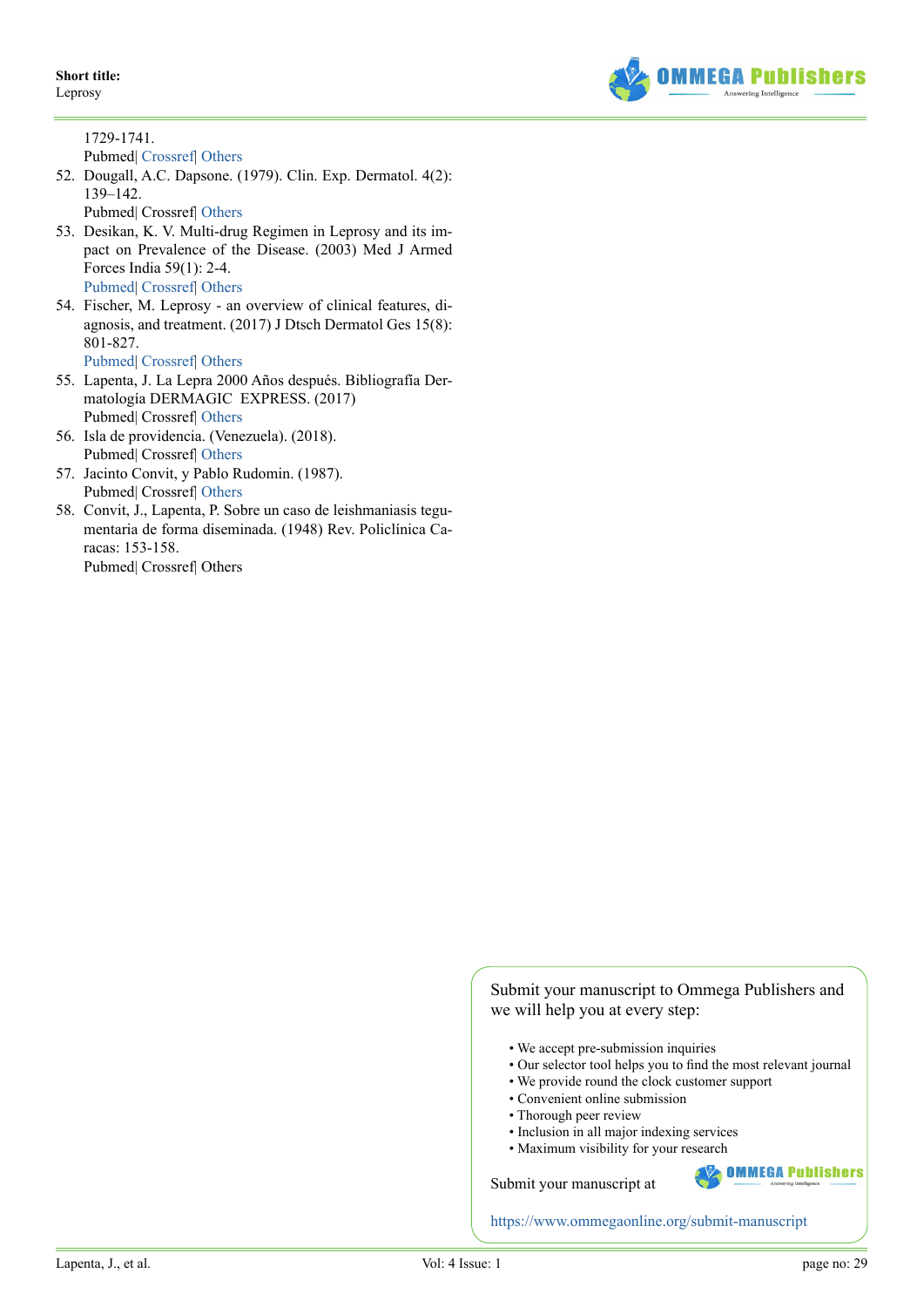1729-1741.
Pubmed| Crossref| Others

52. Dougall, A.C. Dapsone. (1979). Clin. Exp. Dermatol. 4(2): 139–142.
Pubmed| Crossref| Others
53. Desikan, K. V. Multi-drug Regimen in Leprosy and its impact on Prevalence of the Disease. (2003) Med J Armed Forces India 59(1): 2-4.
Pubmed| Crossref| Others
54. Fischer, M. Leprosy - an overview of clinical features, diagnosis, and treatment. (2017) J Dtsch Dermatol Ges 15(8): 801-827.
Pubmed| Crossref| Others
55. Lapenta, J. La Lepra 2000 Años después. Bibliografía Dermatología DERMAGIC EXPRESS. (2017)
Pubmed| Crossref| Others
56. Isla de providencia. (Venezuela). (2018).
Pubmed| Crossref| Others
57. Jacinto Convit, y Pablo Rudomin. (1987).
Pubmed| Crossref| Others
58. Convit, J., Lapenta, P. Sobre un caso de leishmaniasis tegumentaria de forma diseminada. (1948) Rev. Policlínica Caracas: 153-158.
Pubmed| Crossref| Others

Submit your manuscript to Ommega Publishers and we will help you at every step:

- We accept pre-submission inquiries
- Our selector tool helps you to find the most relevant journal
- We provide round the clock customer support
- Convenient online submission
- Thorough peer review
- Inclusion in all major indexing services
- Maximum visibility for your research

Submit your manuscript at

https://www.ommegaonline.org/submit-manuscript